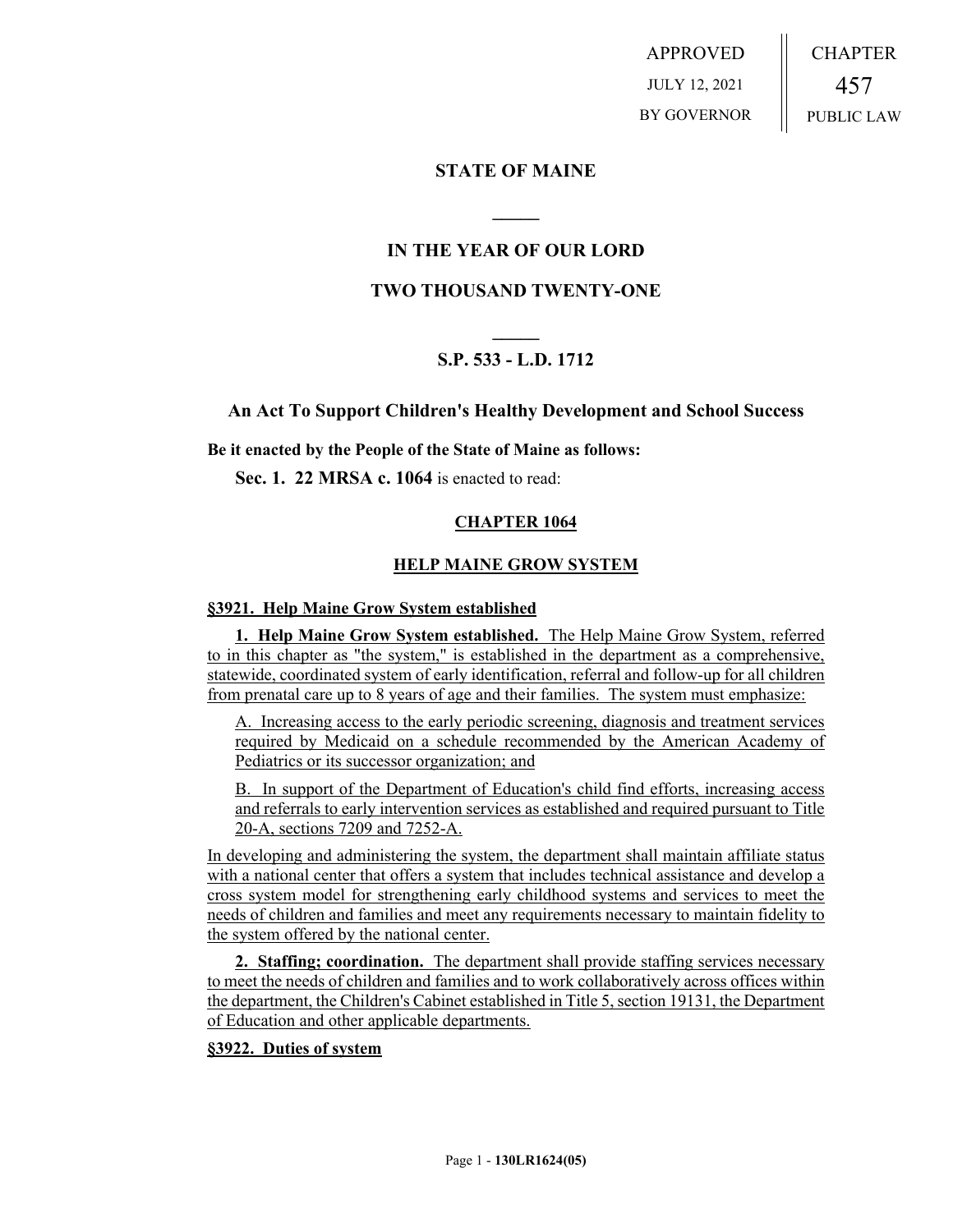APPROVED

JULY 12, 2021

BY GOVERNOR

CHAPTER

457

PUBLIC LAW

# STATE OF MAINE

## IN THE YEAR OF OUR LORD

## TWO THOUSAND TWENTY-ONE

## S.P. 533 - L.D. 1712

## An Act To Support Children's Healthy Development and School Success

**Be it enacted by the People of the State of Maine as follows:**

**Sec. 1. 22 MRSA c. 1064** is enacted to read:

### CHAPTER 1064

### HELP MAINE GROW SYSTEM

**§3921. Help Maine Grow System established**

**1. Help Maine Grow System established.** The Help Maine Grow System, referred to in this chapter as "the system," is established in the department as a comprehensive, statewide, coordinated system of early identification, referral and follow-up for all children from prenatal care up to 8 years of age and their families. The system must emphasize:

A. Increasing access to the early periodic screening, diagnosis and treatment services required by Medicaid on a schedule recommended by the American Academy of Pediatrics or its successor organization; and

B. In support of the Department of Education's child find efforts, increasing access and referrals to early intervention services as established and required pursuant to Title 20-A, sections 7209 and 7252-A.

In developing and administering the system, the department shall maintain affiliate status with a national center that offers a system that includes technical assistance and develop a cross system model for strengthening early childhood systems and services to meet the needs of children and families and meet any requirements necessary to maintain fidelity to the system offered by the national center.

**2. Staffing; coordination.** The department shall provide staffing services necessary to meet the needs of children and families and to work collaboratively across offices within the department, the Children's Cabinet established in Title 5, section 19131, the Department of Education and other applicable departments.

**§3922. Duties of system**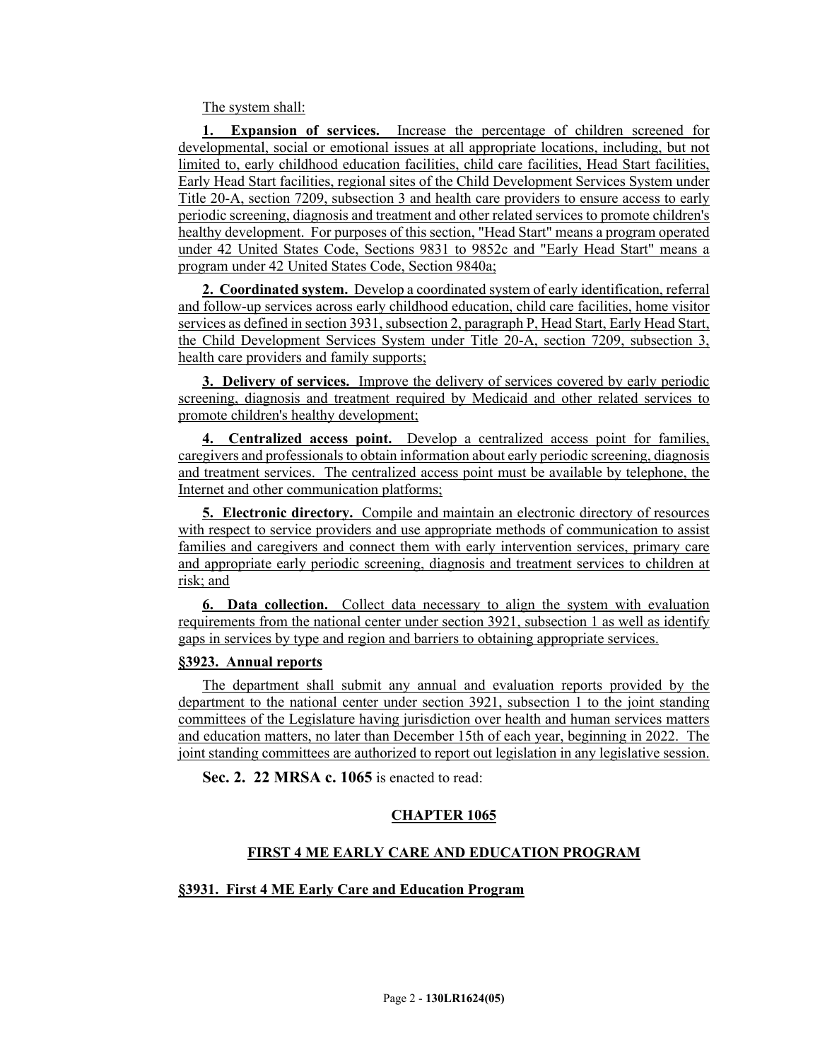The system shall:

**1. Expansion of services.** Increase the percentage of children screened for developmental, social or emotional issues at all appropriate locations, including, but not limited to, early childhood education facilities, child care facilities, Head Start facilities, Early Head Start facilities, regional sites of the Child Development Services System under Title 20-A, section 7209, subsection 3 and health care providers to ensure access to early periodic screening, diagnosis and treatment and other related services to promote children's healthy development. For purposes of this section, "Head Start" means a program operated under 42 United States Code, Sections 9831 to 9852c and "Early Head Start" means a program under 42 United States Code, Section 9840a;

**2. Coordinated system.** Develop a coordinated system of early identification, referral and follow-up services across early childhood education, child care facilities, home visitor services as defined in section 3931, subsection 2, paragraph P, Head Start, Early Head Start, the Child Development Services System under Title 20-A, section 7209, subsection 3, health care providers and family supports;

**3. Delivery of services.** Improve the delivery of services covered by early periodic screening, diagnosis and treatment required by Medicaid and other related services to promote children's healthy development;

**4. Centralized access point.** Develop a centralized access point for families, caregivers and professionals to obtain information about early periodic screening, diagnosis and treatment services. The centralized access point must be available by telephone, the Internet and other communication platforms;

**5. Electronic directory.** Compile and maintain an electronic directory of resources with respect to service providers and use appropriate methods of communication to assist families and caregivers and connect them with early intervention services, primary care and appropriate early periodic screening, diagnosis and treatment services to children at risk; and

**6. Data collection.** Collect data necessary to align the system with evaluation requirements from the national center under section 3921, subsection 1 as well as identify gaps in services by type and region and barriers to obtaining appropriate services.

**§3923. Annual reports**

The department shall submit any annual and evaluation reports provided by the department to the national center under section 3921, subsection 1 to the joint standing committees of the Legislature having jurisdiction over health and human services matters and education matters, no later than December 15th of each year, beginning in 2022. The joint standing committees are authorized to report out legislation in any legislative session.

**Sec. 2. 22 MRSA c. 1065** is enacted to read:

**CHAPTER 1065**

**FIRST 4 ME EARLY CARE AND EDUCATION PROGRAM**

**§3931. First 4 ME Early Care and Education Program**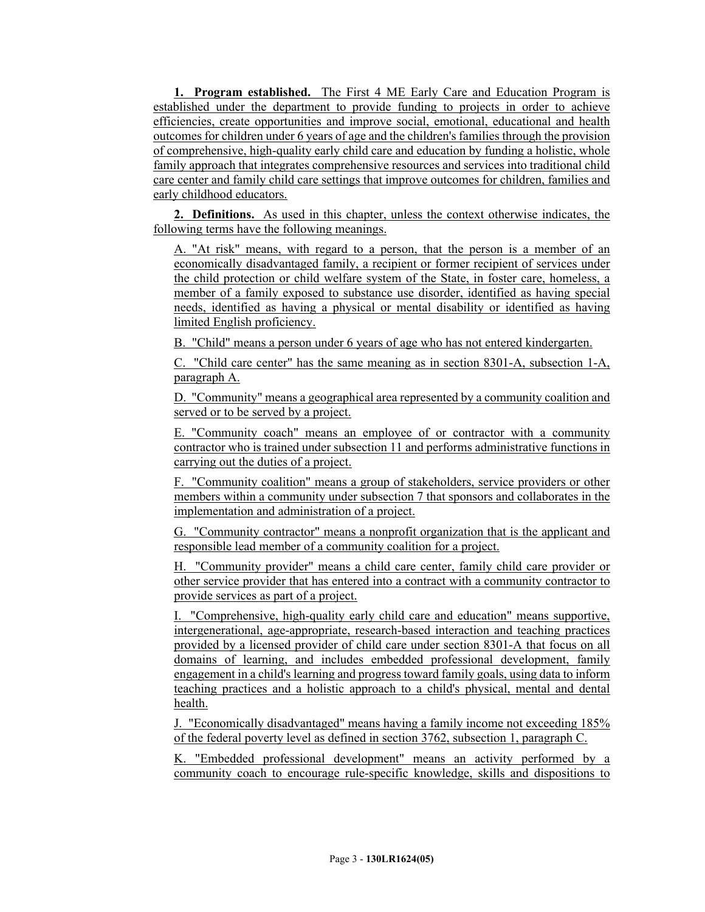**1. Program established.** The First 4 ME Early Care and Education Program is established under the department to provide funding to projects in order to achieve efficiencies, create opportunities and improve social, emotional, educational and health outcomes for children under 6 years of age and the children's families through the provision of comprehensive, high-quality early child care and education by funding a holistic, whole family approach that integrates comprehensive resources and services into traditional child care center and family child care settings that improve outcomes for children, families and early childhood educators.

**2. Definitions.** As used in this chapter, unless the context otherwise indicates, the following terms have the following meanings.

A. "At risk" means, with regard to a person, that the person is a member of an economically disadvantaged family, a recipient or former recipient of services under the child protection or child welfare system of the State, in foster care, homeless, a member of a family exposed to substance use disorder, identified as having special needs, identified as having a physical or mental disability or identified as having limited English proficiency.

B. "Child" means a person under 6 years of age who has not entered kindergarten.

C. "Child care center" has the same meaning as in section 8301-A, subsection 1-A, paragraph A.

D. "Community" means a geographical area represented by a community coalition and served or to be served by a project.

E. "Community coach" means an employee of or contractor with a community contractor who is trained under subsection 11 and performs administrative functions in carrying out the duties of a project.

F. "Community coalition" means a group of stakeholders, service providers or other members within a community under subsection 7 that sponsors and collaborates in the implementation and administration of a project.

G. "Community contractor" means a nonprofit organization that is the applicant and responsible lead member of a community coalition for a project.

H. "Community provider" means a child care center, family child care provider or other service provider that has entered into a contract with a community contractor to provide services as part of a project.

I. "Comprehensive, high-quality early child care and education" means supportive, intergenerational, age-appropriate, research-based interaction and teaching practices provided by a licensed provider of child care under section 8301-A that focus on all domains of learning, and includes embedded professional development, family engagement in a child's learning and progress toward family goals, using data to inform teaching practices and a holistic approach to a child's physical, mental and dental health.

J. "Economically disadvantaged" means having a family income not exceeding 185% of the federal poverty level as defined in section 3762, subsection 1, paragraph C.

K. "Embedded professional development" means an activity performed by a community coach to encourage rule-specific knowledge, skills and dispositions to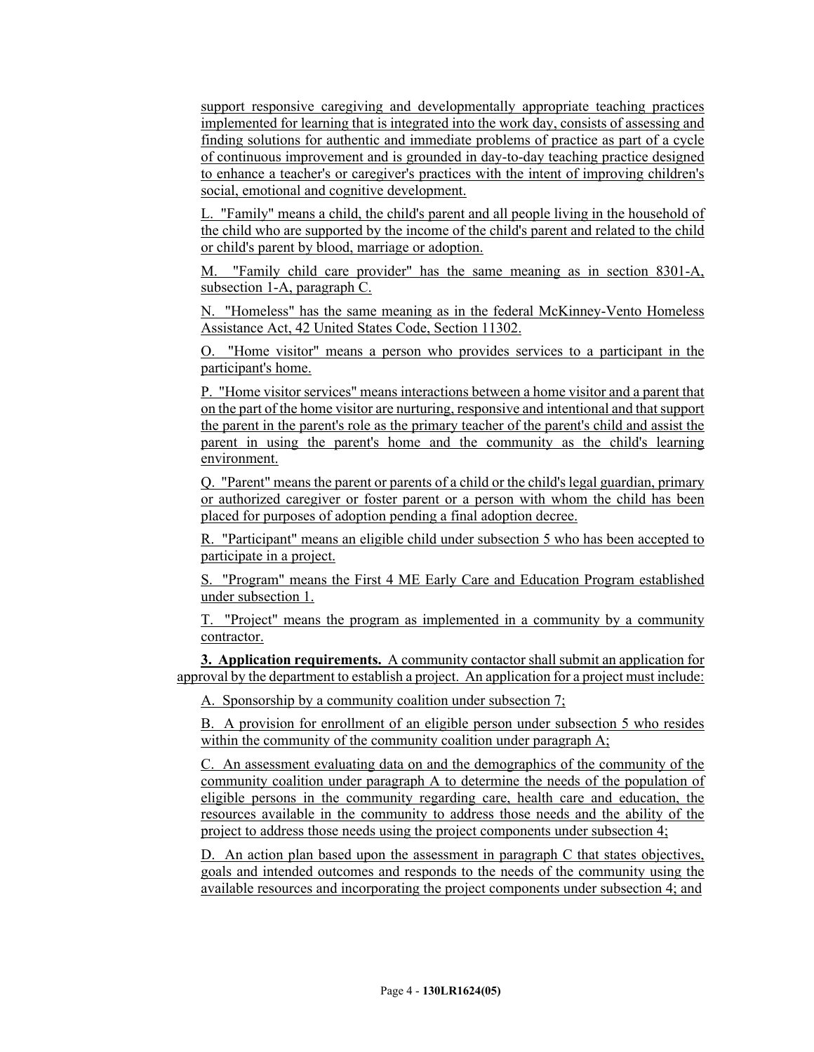support responsive caregiving and developmentally appropriate teaching practices implemented for learning that is integrated into the work day, consists of assessing and finding solutions for authentic and immediate problems of practice as part of a cycle of continuous improvement and is grounded in day-to-day teaching practice designed to enhance a teacher's or caregiver's practices with the intent of improving children's social, emotional and cognitive development.

L. "Family" means a child, the child's parent and all people living in the household of the child who are supported by the income of the child's parent and related to the child or child's parent by blood, marriage or adoption.

M. "Family child care provider" has the same meaning as in section 8301-A, subsection 1-A, paragraph C.

N. "Homeless" has the same meaning as in the federal McKinney-Vento Homeless Assistance Act, 42 United States Code, Section 11302.

O. "Home visitor" means a person who provides services to a participant in the participant's home.

P. "Home visitor services" means interactions between a home visitor and a parent that on the part of the home visitor are nurturing, responsive and intentional and that support the parent in the parent's role as the primary teacher of the parent's child and assist the parent in using the parent's home and the community as the child's learning environment.

Q. "Parent" means the parent or parents of a child or the child's legal guardian, primary or authorized caregiver or foster parent or a person with whom the child has been placed for purposes of adoption pending a final adoption decree.

R. "Participant" means an eligible child under subsection 5 who has been accepted to participate in a project.

S. "Program" means the First 4 ME Early Care and Education Program established under subsection 1.

T. "Project" means the program as implemented in a community by a community contractor.

**3. Application requirements.** A community contactor shall submit an application for approval by the department to establish a project. An application for a project must include:

A. Sponsorship by a community coalition under subsection 7;

B. A provision for enrollment of an eligible person under subsection 5 who resides within the community of the community coalition under paragraph A;

C. An assessment evaluating data on and the demographics of the community of the community coalition under paragraph A to determine the needs of the population of eligible persons in the community regarding care, health care and education, the resources available in the community to address those needs and the ability of the project to address those needs using the project components under subsection 4;

D. An action plan based upon the assessment in paragraph C that states objectives, goals and intended outcomes and responds to the needs of the community using the available resources and incorporating the project components under subsection 4; and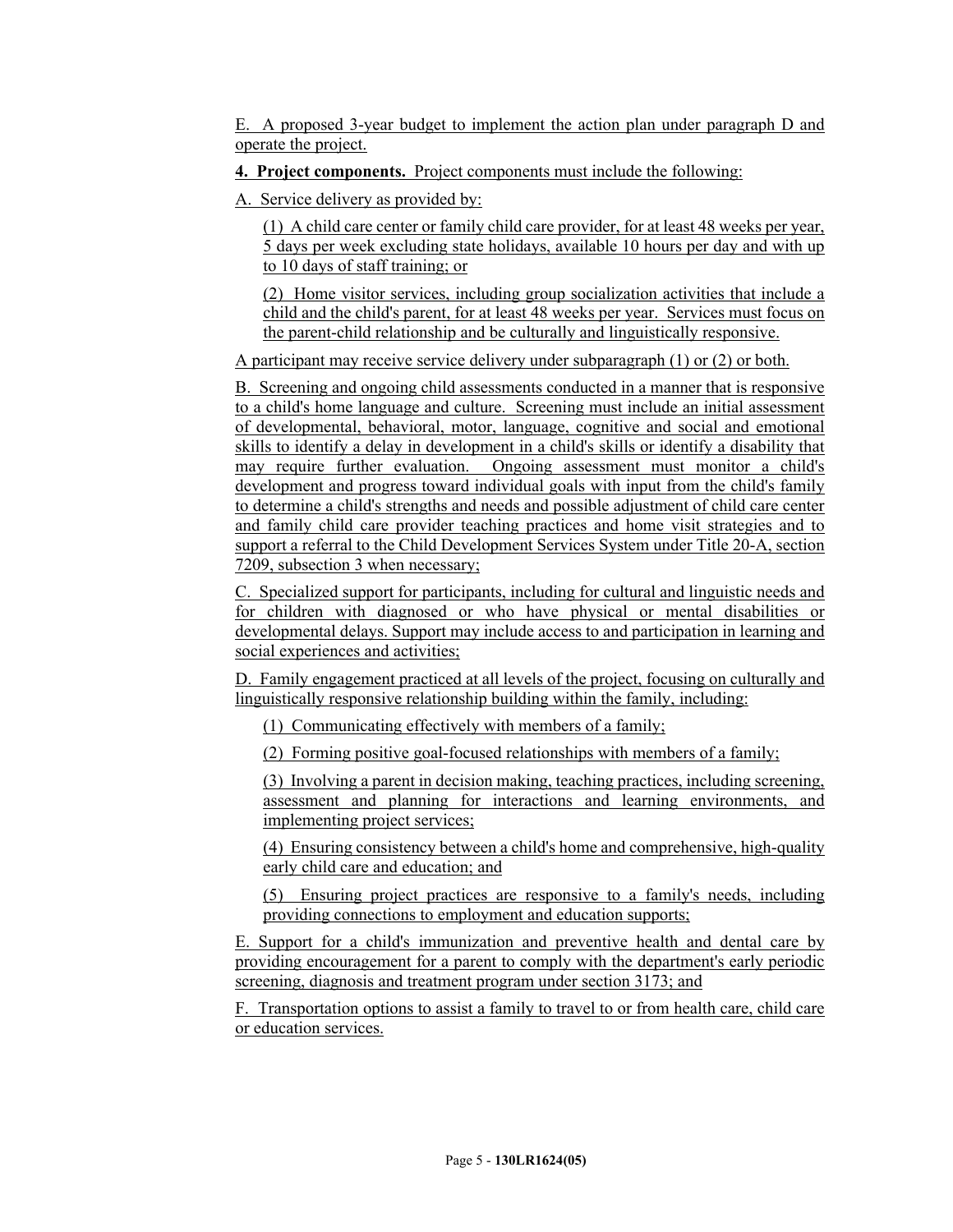E. A proposed 3-year budget to implement the action plan under paragraph D and operate the project.

**4. Project components.** Project components must include the following:

A. Service delivery as provided by:

(1) A child care center or family child care provider, for at least 48 weeks per year, 5 days per week excluding state holidays, available 10 hours per day and with up to 10 days of staff training; or

(2) Home visitor services, including group socialization activities that include a child and the child's parent, for at least 48 weeks per year. Services must focus on the parent-child relationship and be culturally and linguistically responsive.

A participant may receive service delivery under subparagraph (1) or (2) or both.

B. Screening and ongoing child assessments conducted in a manner that is responsive to a child's home language and culture. Screening must include an initial assessment of developmental, behavioral, motor, language, cognitive and social and emotional skills to identify a delay in development in a child's skills or identify a disability that may require further evaluation. Ongoing assessment must monitor a child's development and progress toward individual goals with input from the child's family to determine a child's strengths and needs and possible adjustment of child care center and family child care provider teaching practices and home visit strategies and to support a referral to the Child Development Services System under Title 20-A, section 7209, subsection 3 when necessary;

C. Specialized support for participants, including for cultural and linguistic needs and for children with diagnosed or who have physical or mental disabilities or developmental delays. Support may include access to and participation in learning and social experiences and activities;

D. Family engagement practiced at all levels of the project, focusing on culturally and linguistically responsive relationship building within the family, including:

(1) Communicating effectively with members of a family;

(2) Forming positive goal-focused relationships with members of a family;

(3) Involving a parent in decision making, teaching practices, including screening, assessment and planning for interactions and learning environments, and implementing project services;

(4) Ensuring consistency between a child's home and comprehensive, high-quality early child care and education; and

(5) Ensuring project practices are responsive to a family's needs, including providing connections to employment and education supports;

E. Support for a child's immunization and preventive health and dental care by providing encouragement for a parent to comply with the department's early periodic screening, diagnosis and treatment program under section 3173; and

F. Transportation options to assist a family to travel to or from health care, child care or education services.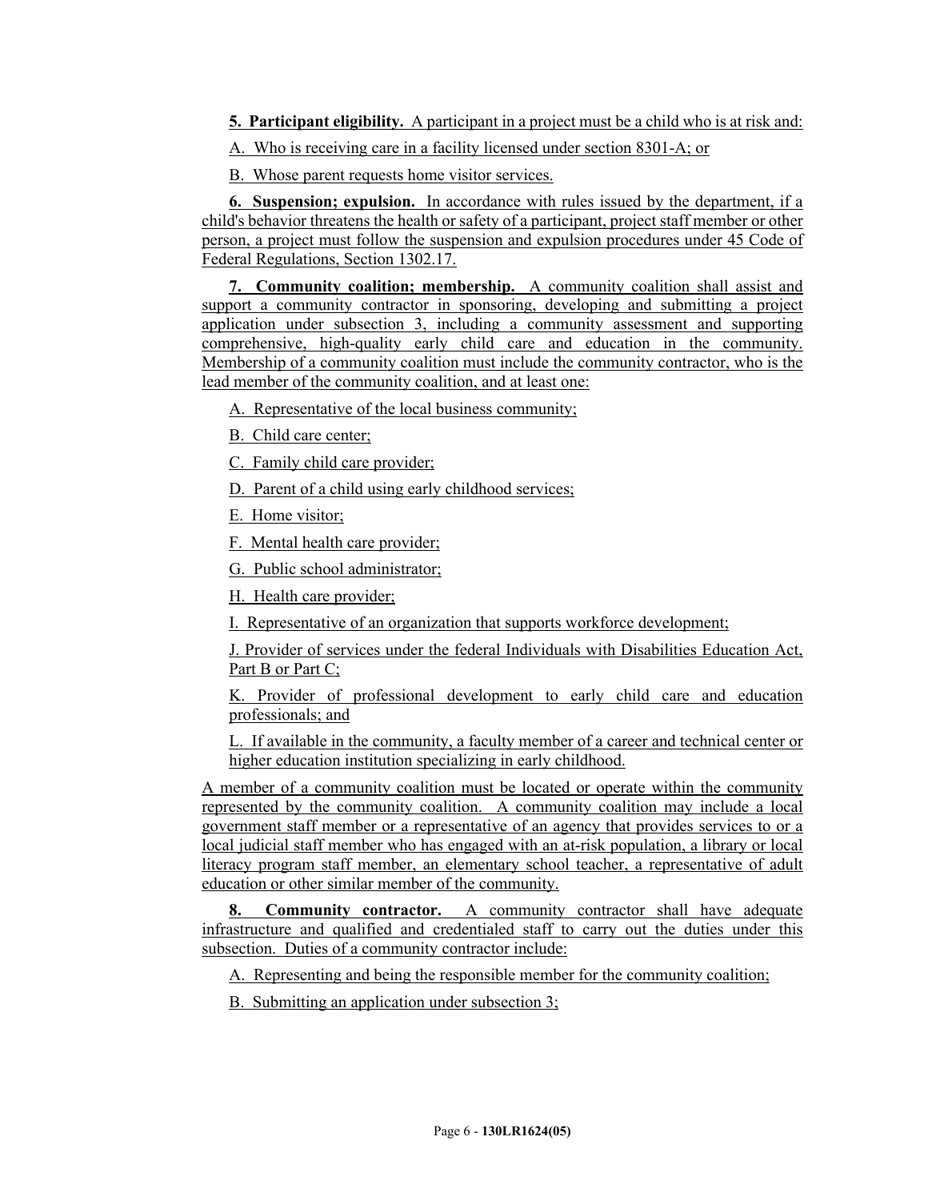**5. Participant eligibility.** A participant in a project must be a child who is at risk and:

A. Who is receiving care in a facility licensed under section 8301-A; or

B. Whose parent requests home visitor services.

**6. Suspension; expulsion.** In accordance with rules issued by the department, if a child's behavior threatens the health or safety of a participant, project staff member or other person, a project must follow the suspension and expulsion procedures under 45 Code of Federal Regulations, Section 1302.17.

**7. Community coalition; membership.** A community coalition shall assist and support a community contractor in sponsoring, developing and submitting a project application under subsection 3, including a community assessment and supporting comprehensive, high-quality early child care and education in the community. Membership of a community coalition must include the community contractor, who is the lead member of the community coalition, and at least one:

A. Representative of the local business community;

B. Child care center;

C. Family child care provider;

D. Parent of a child using early childhood services;

E. Home visitor;

F. Mental health care provider;

G. Public school administrator;

H. Health care provider;

I. Representative of an organization that supports workforce development;

J. Provider of services under the federal Individuals with Disabilities Education Act, Part B or Part C;

K. Provider of professional development to early child care and education professionals; and

L. If available in the community, a faculty member of a career and technical center or higher education institution specializing in early childhood.

A member of a community coalition must be located or operate within the community represented by the community coalition. A community coalition may include a local government staff member or a representative of an agency that provides services to or a local judicial staff member who has engaged with an at-risk population, a library or local literacy program staff member, an elementary school teacher, a representative of adult education or other similar member of the community.

**8. Community contractor.** A community contractor shall have adequate infrastructure and qualified and credentialed staff to carry out the duties under this subsection. Duties of a community contractor include:

A. Representing and being the responsible member for the community coalition;

B. Submitting an application under subsection 3;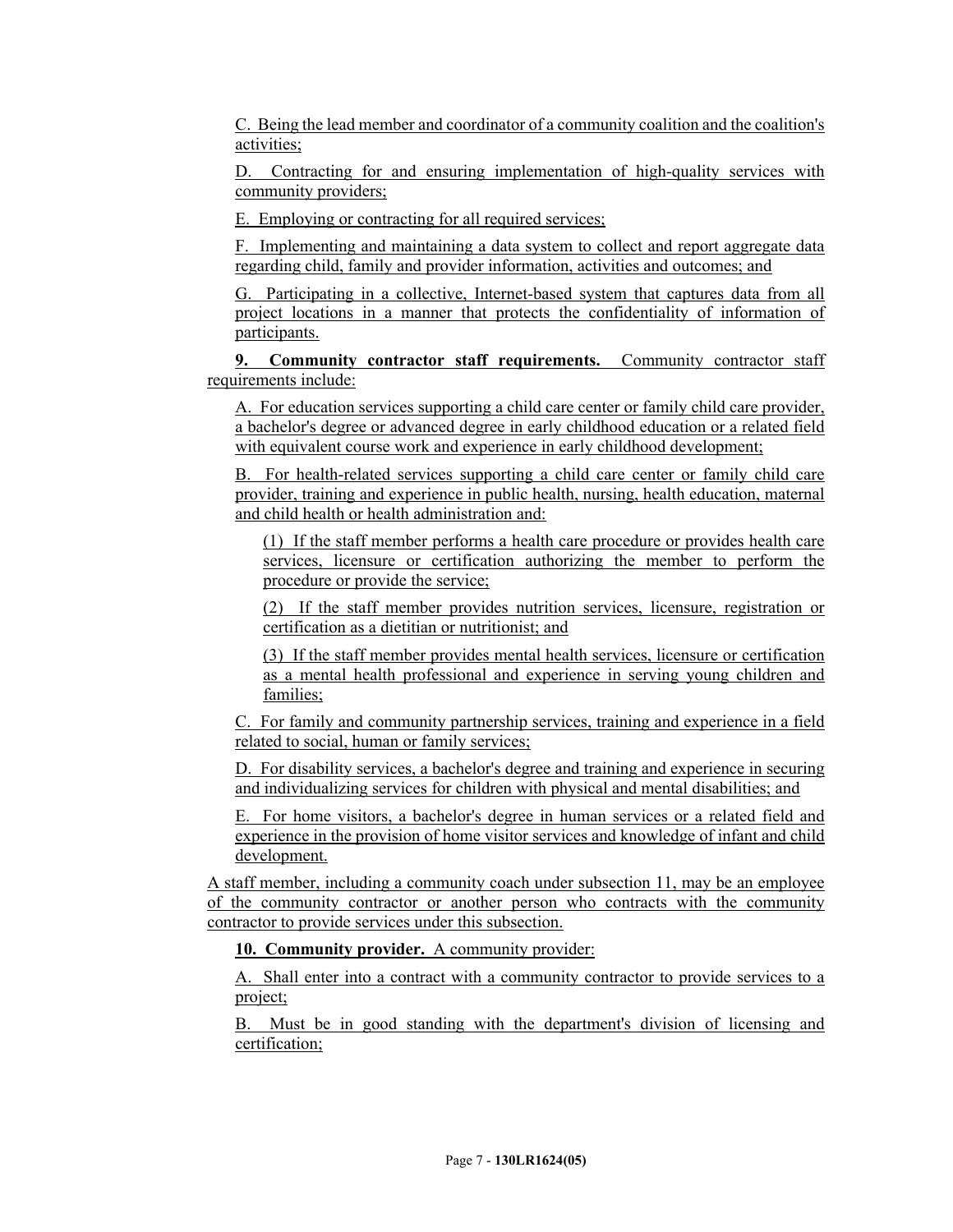C. Being the lead member and coordinator of a community coalition and the coalition's activities;

D. Contracting for and ensuring implementation of high-quality services with community providers;

E. Employing or contracting for all required services;

F. Implementing and maintaining a data system to collect and report aggregate data regarding child, family and provider information, activities and outcomes; and

G. Participating in a collective, Internet-based system that captures data from all project locations in a manner that protects the confidentiality of information of participants.

**9. Community contractor staff requirements.** Community contractor staff requirements include:

A. For education services supporting a child care center or family child care provider, a bachelor's degree or advanced degree in early childhood education or a related field with equivalent course work and experience in early childhood development;

B. For health-related services supporting a child care center or family child care provider, training and experience in public health, nursing, health education, maternal and child health or health administration and:

(1) If the staff member performs a health care procedure or provides health care services, licensure or certification authorizing the member to perform the procedure or provide the service;

(2) If the staff member provides nutrition services, licensure, registration or certification as a dietitian or nutritionist; and

(3) If the staff member provides mental health services, licensure or certification as a mental health professional and experience in serving young children and families;

C. For family and community partnership services, training and experience in a field related to social, human or family services;

D. For disability services, a bachelor's degree and training and experience in securing and individualizing services for children with physical and mental disabilities; and

E. For home visitors, a bachelor's degree in human services or a related field and experience in the provision of home visitor services and knowledge of infant and child development.

A staff member, including a community coach under subsection 11, may be an employee of the community contractor or another person who contracts with the community contractor to provide services under this subsection.

**10. Community provider.** A community provider:

A. Shall enter into a contract with a community contractor to provide services to a project;

B. Must be in good standing with the department's division of licensing and certification;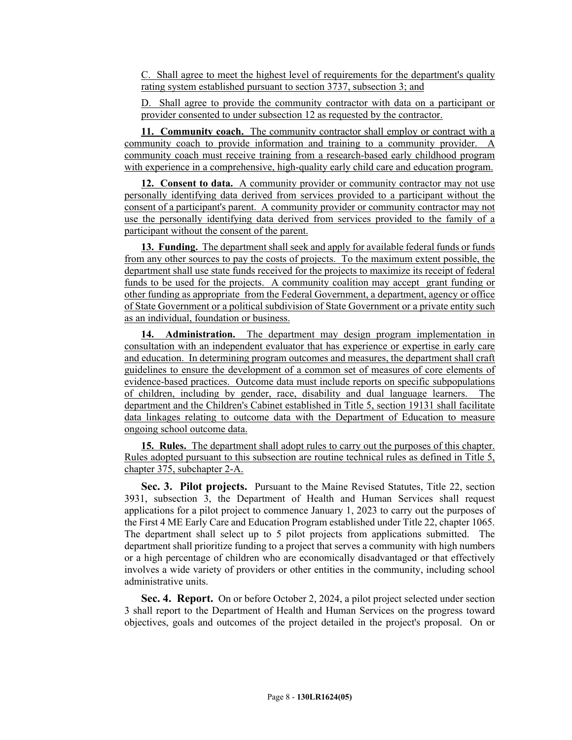C. Shall agree to meet the highest level of requirements for the department's quality rating system established pursuant to section 3737, subsection 3; and

D. Shall agree to provide the community contractor with data on a participant or provider consented to under subsection 12 as requested by the contractor.

**11. Community coach.** The community contractor shall employ or contract with a community coach to provide information and training to a community provider. A community coach must receive training from a research-based early childhood program with experience in a comprehensive, high-quality early child care and education program.

**12. Consent to data.** A community provider or community contractor may not use personally identifying data derived from services provided to a participant without the consent of a participant's parent. A community provider or community contractor may not use the personally identifying data derived from services provided to the family of a participant without the consent of the parent.

**13. Funding.** The department shall seek and apply for available federal funds or funds from any other sources to pay the costs of projects. To the maximum extent possible, the department shall use state funds received for the projects to maximize its receipt of federal funds to be used for the projects. A community coalition may accept grant funding or other funding as appropriate from the Federal Government, a department, agency or office of State Government or a political subdivision of State Government or a private entity such as an individual, foundation or business.

**14. Administration.** The department may design program implementation in consultation with an independent evaluator that has experience or expertise in early care and education. In determining program outcomes and measures, the department shall craft guidelines to ensure the development of a common set of measures of core elements of evidence-based practices. Outcome data must include reports on specific subpopulations of children, including by gender, race, disability and dual language learners. The department and the Children's Cabinet established in Title 5, section 19131 shall facilitate data linkages relating to outcome data with the Department of Education to measure ongoing school outcome data.

**15. Rules.** The department shall adopt rules to carry out the purposes of this chapter. Rules adopted pursuant to this subsection are routine technical rules as defined in Title 5, chapter 375, subchapter 2-A.

**Sec. 3. Pilot projects.** Pursuant to the Maine Revised Statutes, Title 22, section 3931, subsection 3, the Department of Health and Human Services shall request applications for a pilot project to commence January 1, 2023 to carry out the purposes of the First 4 ME Early Care and Education Program established under Title 22, chapter 1065. The department shall select up to 5 pilot projects from applications submitted. The department shall prioritize funding to a project that serves a community with high numbers or a high percentage of children who are economically disadvantaged or that effectively involves a wide variety of providers or other entities in the community, including school administrative units.

**Sec. 4. Report.** On or before October 2, 2024, a pilot project selected under section 3 shall report to the Department of Health and Human Services on the progress toward objectives, goals and outcomes of the project detailed in the project's proposal. On or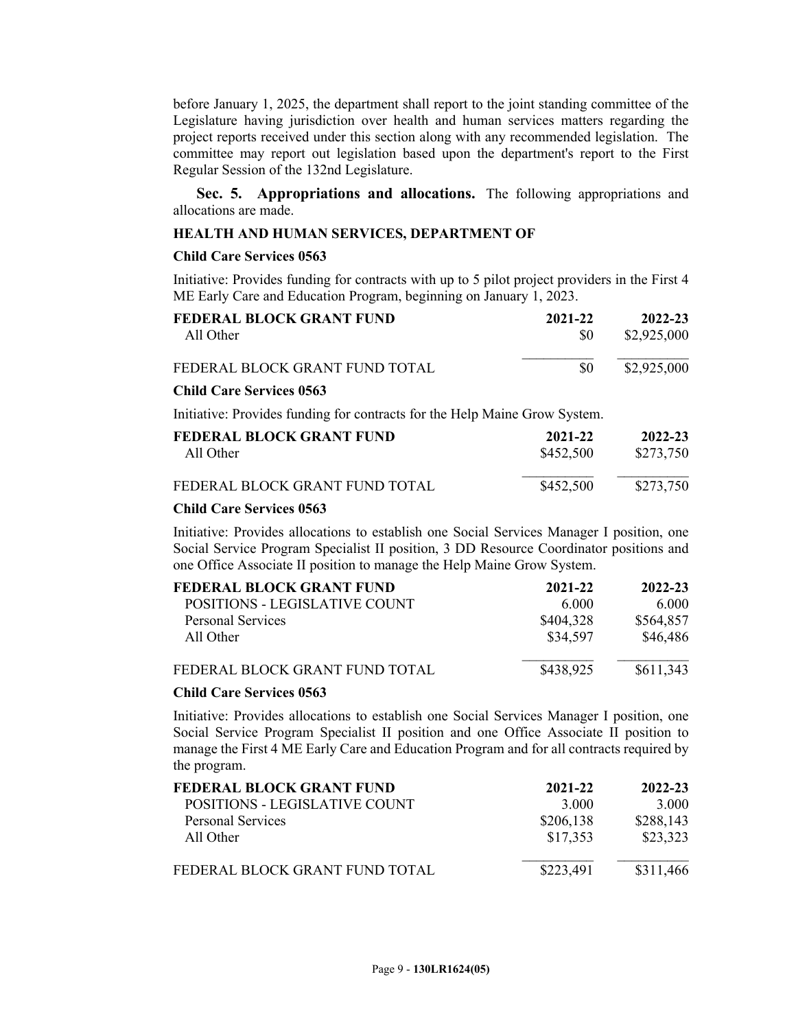before January 1, 2025, the department shall report to the joint standing committee of the Legislature having jurisdiction over health and human services matters regarding the project reports received under this section along with any recommended legislation. The committee may report out legislation based upon the department's report to the First Regular Session of the 132nd Legislature.

**Sec. 5. Appropriations and allocations.** The following appropriations and allocations are made.

**HEALTH AND HUMAN SERVICES, DEPARTMENT OF**

**Child Care Services 0563**

Initiative: Provides funding for contracts with up to 5 pilot project providers in the First 4 ME Early Care and Education Program, beginning on January 1, 2023.

| FEDERAL BLOCK GRANT FUND | 2021-22 | 2022-23 |
|---|---|---|
| All Other | $0 | $2,925,000 |
| FEDERAL BLOCK GRANT FUND TOTAL | $0 | $2,925,000 |

**Child Care Services 0563**

Initiative: Provides funding for contracts for the Help Maine Grow System.

| FEDERAL BLOCK GRANT FUND | 2021-22 | 2022-23 |
|---|---|---|
| All Other | $452,500 | $273,750 |
| FEDERAL BLOCK GRANT FUND TOTAL | $452,500 | $273,750 |

**Child Care Services 0563**

Initiative: Provides allocations to establish one Social Services Manager I position, one Social Service Program Specialist II position, 3 DD Resource Coordinator positions and one Office Associate II position to manage the Help Maine Grow System.

| FEDERAL BLOCK GRANT FUND | 2021-22 | 2022-23 |
|---|---|---|
| POSITIONS - LEGISLATIVE COUNT | 6.000 | 6.000 |
| Personal Services | $404,328 | $564,857 |
| All Other | $34,597 | $46,486 |
| FEDERAL BLOCK GRANT FUND TOTAL | $438,925 | $611,343 |

**Child Care Services 0563**

Initiative: Provides allocations to establish one Social Services Manager I position, one Social Service Program Specialist II position and one Office Associate II position to manage the First 4 ME Early Care and Education Program and for all contracts required by the program.

| FEDERAL BLOCK GRANT FUND | 2021-22 | 2022-23 |
|---|---|---|
| POSITIONS - LEGISLATIVE COUNT | 3.000 | 3.000 |
| Personal Services | $206,138 | $288,143 |
| All Other | $17,353 | $23,323 |
| FEDERAL BLOCK GRANT FUND TOTAL | $223,491 | $311,466 |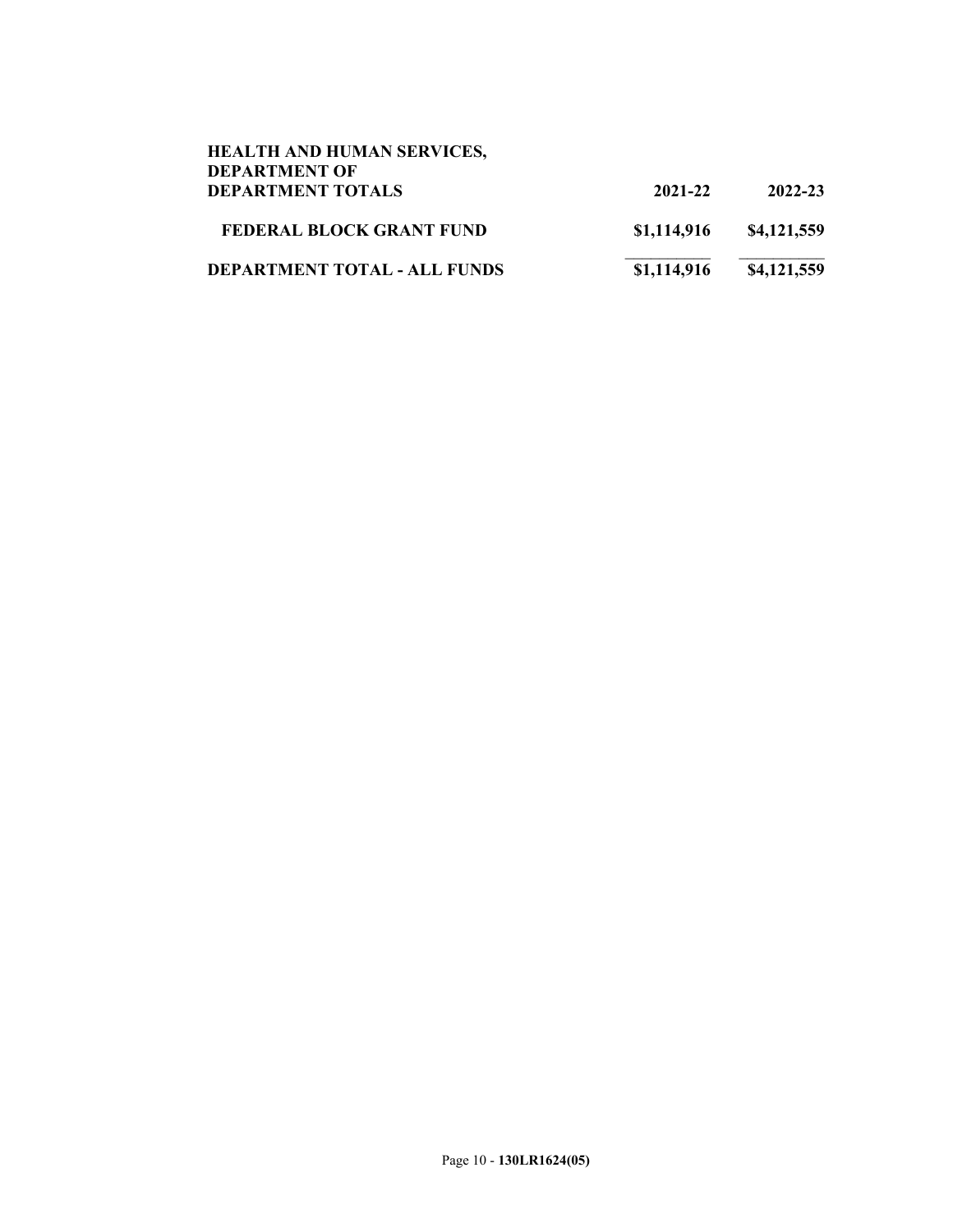| HEALTH AND HUMAN SERVICES, DEPARTMENT OF DEPARTMENT TOTALS | 2021-22 | 2022-23 |
|---|---|---|
| FEDERAL BLOCK GRANT FUND | $1,114,916 | $4,121,559 |
| DEPARTMENT TOTAL - ALL FUNDS | $1,114,916 | $4,121,559 |